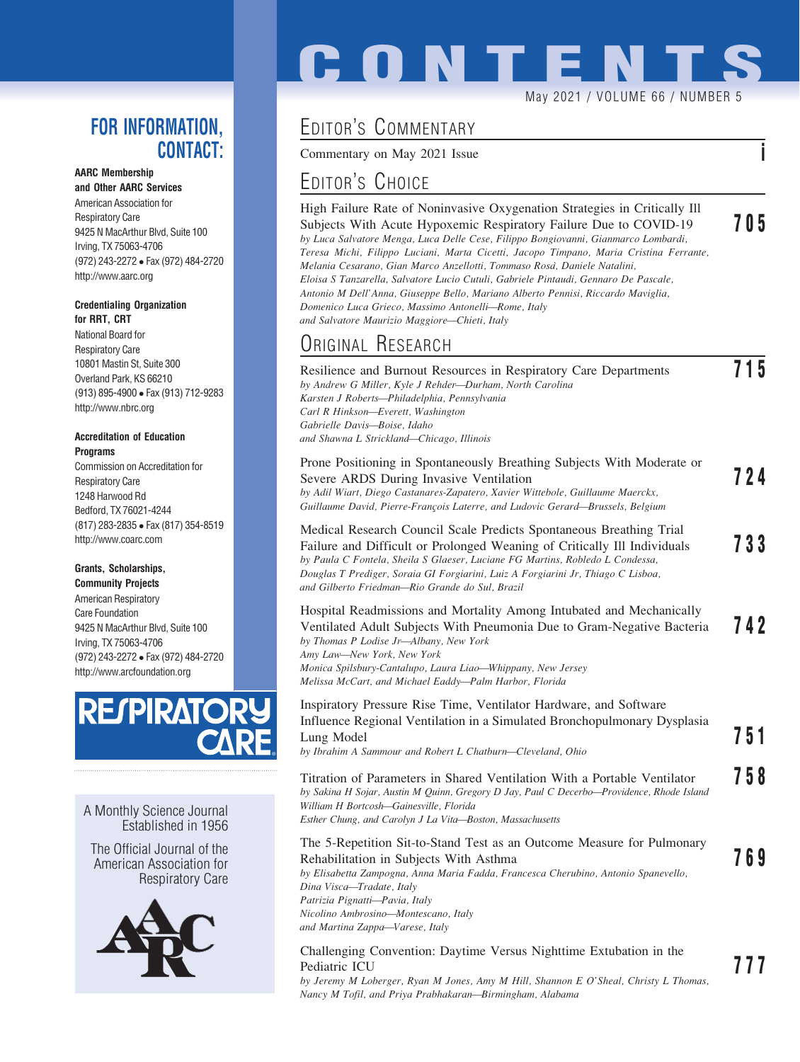# CONTENTS

May 2021 / VOLUME 66 / NUMBER 5

## Editor's Commentary

Commentary on May 2021 Issue ..... i

## Editor's Choice

High Failure Rate of Noninvasive Oxygenation Strategies in Critically Ill Subjects With Acute Hypoxemic Respiratory Failure Due to COVID-19 ..... 705
*by Luca Salvatore Menga, Luca Delle Cese, Filippo Bongiovanni, Gianmarco Lombardi, Teresa Michi, Filippo Luciani, Marta Cicetti, Jacopo Timpano, Maria Cristina Ferrante, Melania Cesarano, Gian Marco Anzellotti, Tommaso Rosà, Daniele Natalini, Eloisa S Tanzarella, Salvatore Lucio Cutuli, Gabriele Pintaudi, Gennaro De Pascale, Antonio M Dell'Anna, Giuseppe Bello, Mariano Alberto Pennisi, Riccardo Maviglia, Domenico Luca Grieco, Massimo Antonelli—Rome, Italy and Salvatore Maurizio Maggiore—Chieti, Italy*

## Original Research

Resilience and Burnout Resources in Respiratory Care Departments ..... 715
*by Andrew G Miller, Kyle J Rehder—Durham, North Carolina
Karsten J Roberts—Philadelphia, Pennsylvania
Carl R Hinkson—Everett, Washington
Gabrielle Davis—Boise, Idaho
and Shawna L Strickland—Chicago, Illinois*

Prone Positioning in Spontaneously Breathing Subjects With Moderate or Severe ARDS During Invasive Ventilation ..... 724
*by Adil Wiart, Diego Castanares-Zapatero, Xavier Wittebole, Guillaume Maerckx, Guillaume David, Pierre-François Laterre, and Ludovic Gerard—Brussels, Belgium*

Medical Research Council Scale Predicts Spontaneous Breathing Trial Failure and Difficult or Prolonged Weaning of Critically Ill Individuals ..... 733
*by Paula C Fontela, Sheila S Glaeser, Luciane FG Martins, Robledo L Condessa, Douglas T Prediger, Soraia GI Forgiarini, Luiz A Forgiarini Jr, Thiago C Lisboa, and Gilberto Friedman—Rio Grande do Sul, Brazil*

Hospital Readmissions and Mortality Among Intubated and Mechanically Ventilated Adult Subjects With Pneumonia Due to Gram-Negative Bacteria ..... 742
*by Thomas P Lodise Jr—Albany, New York
Amy Law—New York, New York
Monica Spilsbury-Cantalupo, Laura Liao—Whippany, New Jersey
Melissa McCart, and Michael Eaddy—Palm Harbor, Florida*

Inspiratory Pressure Rise Time, Ventilator Hardware, and Software Influence Regional Ventilation in a Simulated Bronchopulmonary Dysplasia Lung Model ..... 751
*by Ibrahim A Sammour and Robert L Chatburn—Cleveland, Ohio*

Titration of Parameters in Shared Ventilation With a Portable Ventilator ..... 758
*by Sakina H Sojar, Austin M Quinn, Gregory D Jay, Paul C Decerbo—Providence, Rhode Island
William H Bortcosh—Gainesville, Florida
Esther Chung, and Carolyn J La Vita—Boston, Massachusetts*

The 5-Repetition Sit-to-Stand Test as an Outcome Measure for Pulmonary Rehabilitation in Subjects With Asthma ..... 769
*by Elisabetta Zampogna, Anna Maria Fadda, Francesca Cherubino, Antonio Spanevello, Dina Visca—Tradate, Italy
Patrizia Pignatti—Pavia, Italy
Nicolino Ambrosino—Montescano, Italy
and Martina Zappa—Varese, Italy*

Challenging Convention: Daytime Versus Nighttime Extubation in the Pediatric ICU ..... 777
*by Jeremy M Loberger, Ryan M Jones, Amy M Hill, Shannon E O'Sheal, Christy L Thomas, Nancy M Tofil, and Priya Prabhakaran—Birmingham, Alabama*

---

## FOR INFORMATION, CONTACT:

**AARC Membership and Other AARC Services**
American Association for Respiratory Care
9425 N MacArthur Blvd, Suite 100
Irving, TX 75063-4706
(972) 243-2272 • Fax (972) 484-2720
http://www.aarc.org

**Credentialing Organization for RRT, CRT**
National Board for Respiratory Care
10801 Mastin St, Suite 300
Overland Park, KS 66210
(913) 895-4900 • Fax (913) 712-9283
http://www.nbrc.org

**Accreditation of Education Programs**
Commission on Accreditation for Respiratory Care
1248 Harwood Rd
Bedford, TX 76021-4244
(817) 283-2835 • Fax (817) 354-8519
http://www.coarc.com

**Grants, Scholarships, Community Projects**
American Respiratory Care Foundation
9425 N MacArthur Blvd, Suite 100
Irving, TX 75063-4706
(972) 243-2272 • Fax (972) 484-2720
http://www.arcfoundation.org

RESPIRATORY CARE

A Monthly Science Journal Established in 1956

The Official Journal of the American Association for Respiratory Care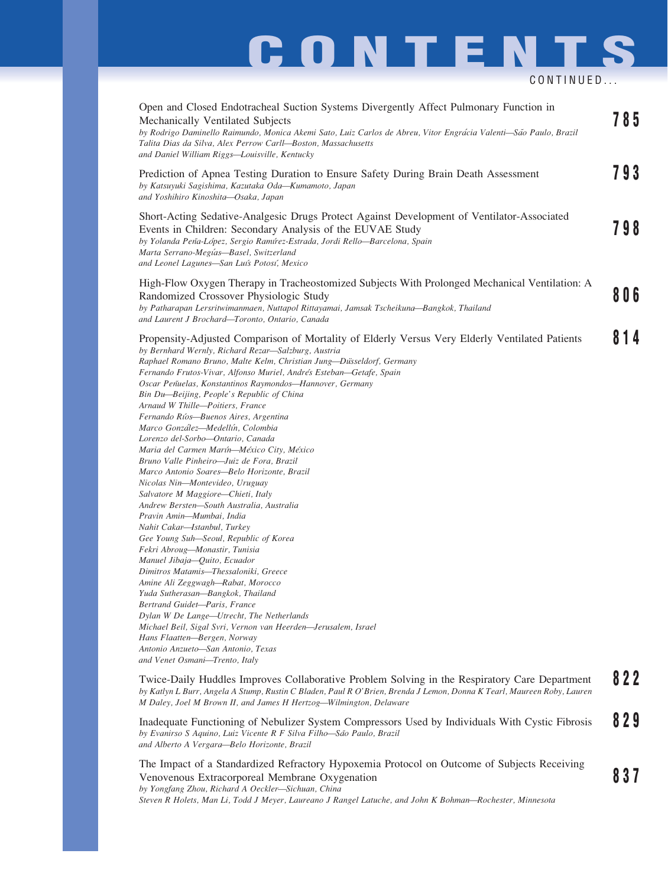# CONTENTS

CONTINUED...

Open and Closed Endotracheal Suction Systems Divergently Affect Pulmonary Function in Mechanically Ventilated Subjects — **785**
*by Rodrigo Daminello Raimundo, Monica Akemi Sato, Luiz Carlos de Abreu, Vitor Engrácia Valenti—São Paulo, Brazil*
*Talita Dias da Silva, Alex Perrow Carll—Boston, Massachusetts*
*and Daniel William Riggs—Louisville, Kentucky*

Prediction of Apnea Testing Duration to Ensure Safety During Brain Death Assessment — **793**
*by Katsuyuki Sagishima, Kazutaka Oda—Kumamoto, Japan*
*and Yoshihiro Kinoshita—Osaka, Japan*

Short-Acting Sedative-Analgesic Drugs Protect Against Development of Ventilator-Associated Events in Children: Secondary Analysis of the EUVAE Study — **798**
*by Yolanda Peña-López, Sergio Ramírez-Estrada, Jordi Rello—Barcelona, Spain*
*Marta Serrano-Megías—Basel, Switzerland*
*and Leonel Lagunes—San Luís Potosí, Mexico*

High-Flow Oxygen Therapy in Tracheostomized Subjects With Prolonged Mechanical Ventilation: A Randomized Crossover Physiologic Study — **806**
*by Patharapan Lersritwimanmaen, Nuttapol Rittayamai, Jamsak Tscheikuna—Bangkok, Thailand*
*and Laurent J Brochard—Toronto, Ontario, Canada*

Propensity-Adjusted Comparison of Mortality of Elderly Versus Very Elderly Ventilated Patients — **814**
*by Bernhard Wernly, Richard Rezar—Salzburg, Austria*
*Raphael Romano Bruno, Malte Kelm, Christian Jung—Düsseldorf, Germany*
*Fernando Frutos-Vivar, Alfonso Muriel, Andrés Esteban—Getafe, Spain*
*Oscar Peñuelas, Konstantinos Raymondos—Hannover, Germany*
*Bin Du—Beijing, People's Republic of China*
*Arnaud W Thille—Poitiers, France*
*Fernando Ríos—Buenos Aires, Argentina*
*Marco González—Medellín, Colombia*
*Lorenzo del-Sorbo—Ontario, Canada*
*Maria del Carmen Marín—México City, México*
*Bruno Valle Pinheiro—Juiz de Fora, Brazil*
*Marco Antonio Soares—Belo Horizonte, Brazil*
*Nicolas Nin—Montevideo, Uruguay*
*Salvatore M Maggiore—Chieti, Italy*
*Andrew Bersten—South Australia, Australia*
*Pravin Amin—Mumbai, India*
*Nahit Cakar—Istanbul, Turkey*
*Gee Young Suh—Seoul, Republic of Korea*
*Fekri Abroug—Monastir, Tunisia*
*Manuel Jibaja—Quito, Ecuador*
*Dimitros Matamis—Thessaloniki, Greece*
*Amine Ali Zeggwagh—Rabat, Morocco*
*Yuda Sutherasan—Bangkok, Thailand*
*Bertrand Guidet—Paris, France*
*Dylan W De Lange—Utrecht, The Netherlands*
*Michael Beil, Sigal Svri, Vernon van Heerden—Jerusalem, Israel*
*Hans Flaatten—Bergen, Norway*
*Antonio Anzueto—San Antonio, Texas*
*and Venet Osmani—Trento, Italy*

Twice-Daily Huddles Improves Collaborative Problem Solving in the Respiratory Care Department — **822**
*by Katlyn L Burr, Angela A Stump, Rustin C Bladen, Paul R O'Brien, Brenda J Lemon, Donna K Tearl, Maureen Roby, Lauren M Daley, Joel M Brown II, and James H Hertzog—Wilmington, Delaware*

Inadequate Functioning of Nebulizer System Compressors Used by Individuals With Cystic Fibrosis — **829**
*by Evanirso S Aquino, Luiz Vicente R F Silva Filho—São Paulo, Brazil*
*and Alberto A Vergara—Belo Horizonte, Brazil*

The Impact of a Standardized Refractory Hypoxemia Protocol on Outcome of Subjects Receiving Venovenous Extracorporeal Membrane Oxygenation — **837**
*by Yongfang Zhou, Richard A Oeckler—Sichuan, China*
*Steven R Holets, Man Li, Todd J Meyer, Laureano J Rangel Latuche, and John K Bohman—Rochester, Minnesota*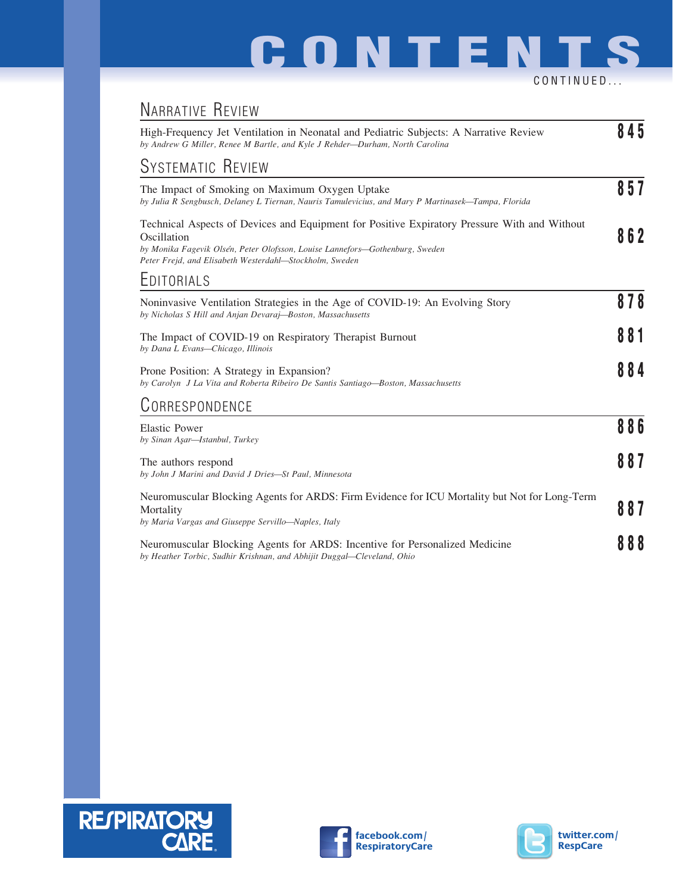# CONTENTS

CONTINUED...

## Narrative Review

High-Frequency Jet Ventilation in Neonatal and Pediatric Subjects: A Narrative Review — **845**
*by Andrew G Miller, Renee M Bartle, and Kyle J Rehder—Durham, North Carolina*

## Systematic Review

The Impact of Smoking on Maximum Oxygen Uptake — **857**
*by Julia R Sengbusch, Delaney L Tiernan, Nauris Tamulevicius, and Mary P Martinasek—Tampa, Florida*

Technical Aspects of Devices and Equipment for Positive Expiratory Pressure With and Without Oscillation — **862**
*by Monika Fagevik Olsén, Peter Olofsson, Louise Lannefors—Gothenburg, Sweden*
*Peter Frejd, and Elisabeth Westerdahl—Stockholm, Sweden*

## Editorials

Noninvasive Ventilation Strategies in the Age of COVID-19: An Evolving Story — **878**
*by Nicholas S Hill and Anjan Devaraj—Boston, Massachusetts*

The Impact of COVID-19 on Respiratory Therapist Burnout — **881**
*by Dana L Evans—Chicago, Illinois*

Prone Position: A Strategy in Expansion? — **884**
*by Carolyn J La Vita and Roberta Ribeiro De Santis Santiago—Boston, Massachusetts*

## Correspondence

Elastic Power — **886**
*by Sinan Aşar—Istanbul, Turkey*

The authors respond — **887**
*by John J Marini and David J Dries—St Paul, Minnesota*

Neuromuscular Blocking Agents for ARDS: Firm Evidence for ICU Mortality but Not for Long-Term Mortality — **887**
*by Maria Vargas and Giuseppe Servillo—Naples, Italy*

Neuromuscular Blocking Agents for ARDS: Incentive for Personalized Medicine — **888**
*by Heather Torbic, Sudhir Krishnan, and Abhijit Duggal—Cleveland, Ohio*

RESPIRATORY CARE

facebook.com/RespiratoryCare

twitter.com/RespCare